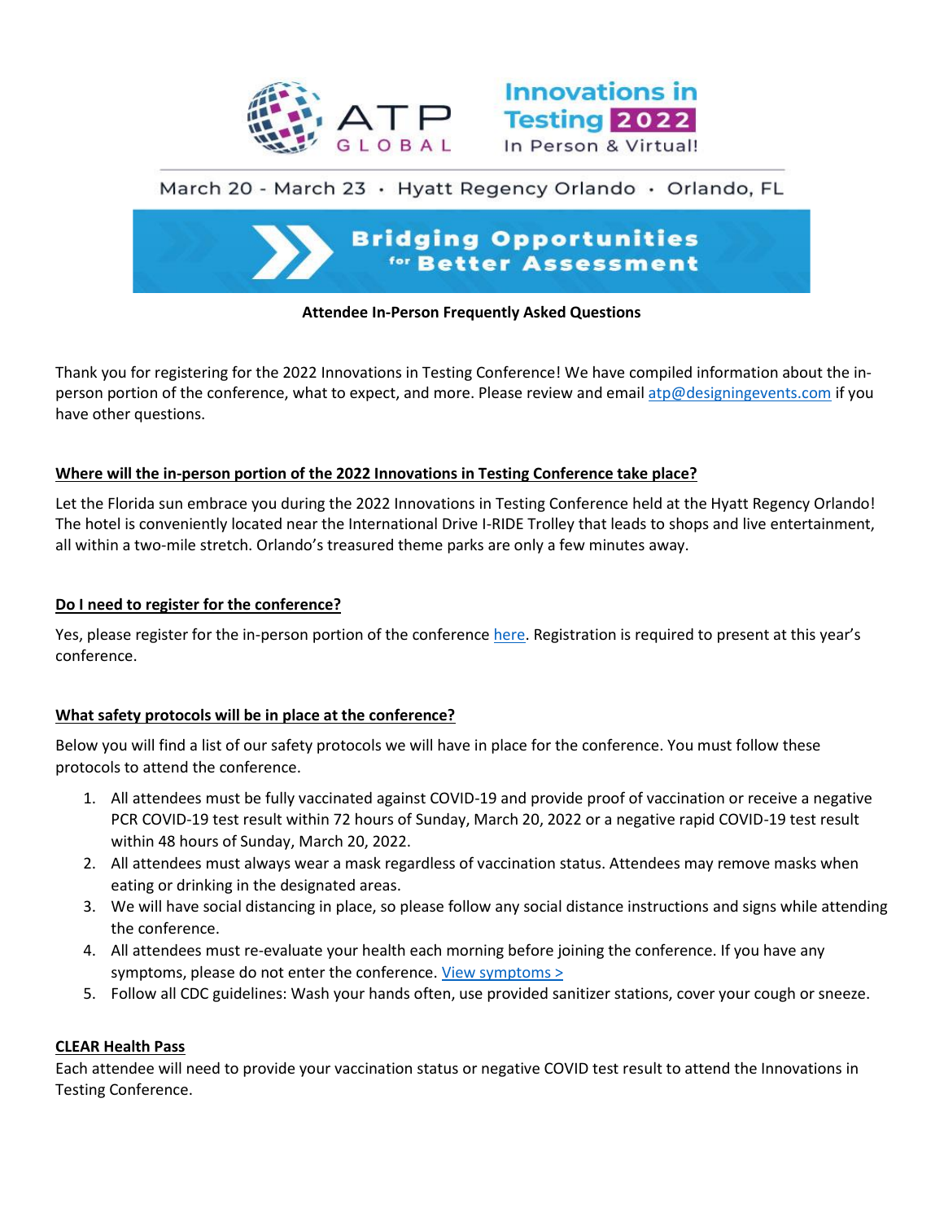ATP GLOBAL

Innovations in Testing 2022

In Person & Virtual!

March 20 - March 23 • Hyatt Regency Orlando • Orlando, FL

**Bridging Opportunities for Better Assessment**

**Attendee In-Person Frequently Asked Questions**

Thank you for registering for the 2022 Innovations in Testing Conference! We have compiled information about the in-person portion of the conference, what to expect, and more. Please review and email atp@designingevents.com if you have other questions.

**Where will the in-person portion of the 2022 Innovations in Testing Conference take place?**

Let the Florida sun embrace you during the 2022 Innovations in Testing Conference held at the Hyatt Regency Orlando! The hotel is conveniently located near the International Drive I-RIDE Trolley that leads to shops and live entertainment, all within a two-mile stretch. Orlando's treasured theme parks are only a few minutes away.

**Do I need to register for the conference?**

Yes, please register for the in-person portion of the conference here. Registration is required to present at this year's conference.

**What safety protocols will be in place at the conference?**

Below you will find a list of our safety protocols we will have in place for the conference. You must follow these protocols to attend the conference.

1. All attendees must be fully vaccinated against COVID-19 and provide proof of vaccination or receive a negative PCR COVID-19 test result within 72 hours of Sunday, March 20, 2022 or a negative rapid COVID-19 test result within 48 hours of Sunday, March 20, 2022.
2. All attendees must always wear a mask regardless of vaccination status. Attendees may remove masks when eating or drinking in the designated areas.
3. We will have social distancing in place, so please follow any social distance instructions and signs while attending the conference.
4. All attendees must re-evaluate your health each morning before joining the conference. If you have any symptoms, please do not enter the conference. View symptoms >
5. Follow all CDC guidelines: Wash your hands often, use provided sanitizer stations, cover your cough or sneeze.

**CLEAR Health Pass**

Each attendee will need to provide your vaccination status or negative COVID test result to attend the Innovations in Testing Conference.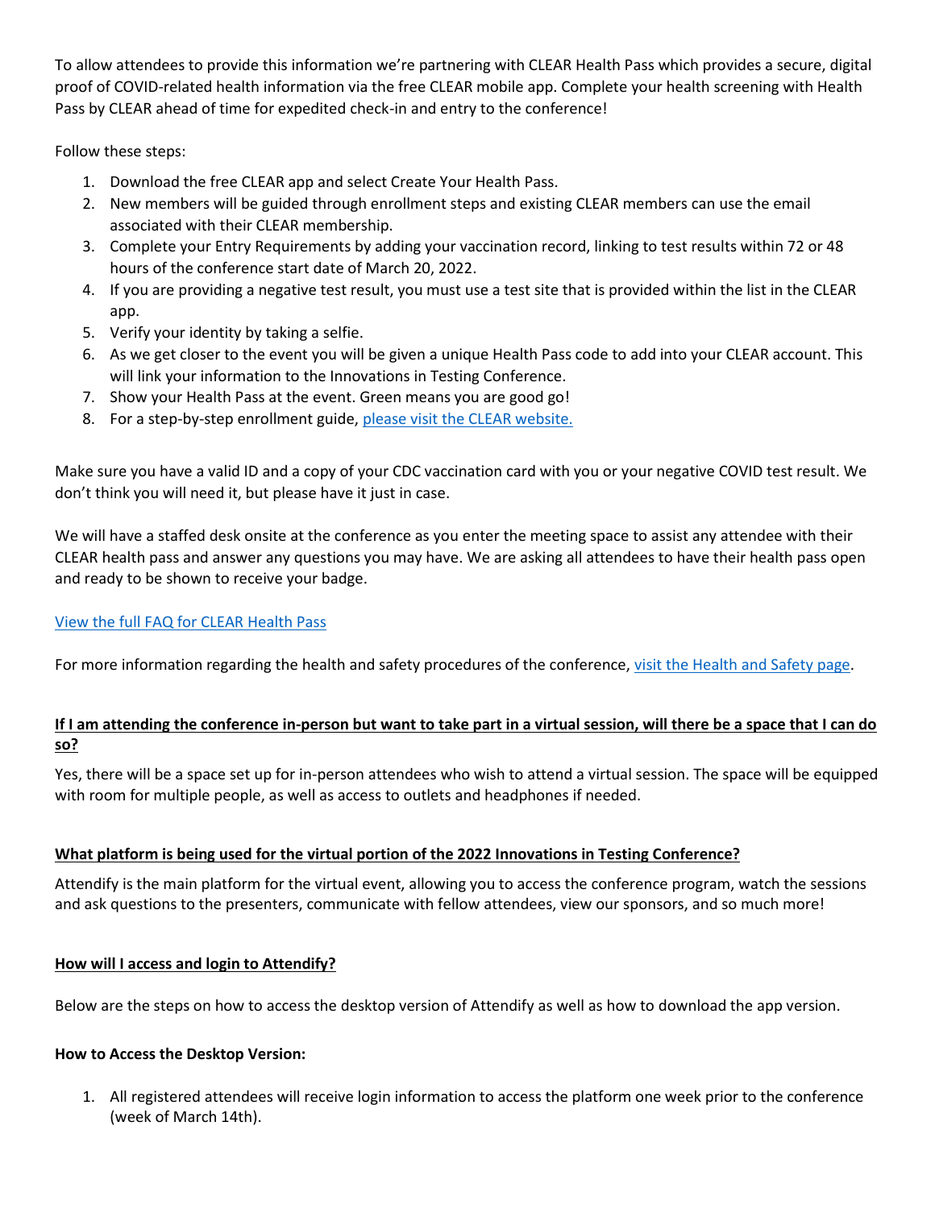To allow attendees to provide this information we're partnering with CLEAR Health Pass which provides a secure, digital proof of COVID-related health information via the free CLEAR mobile app. Complete your health screening with Health Pass by CLEAR ahead of time for expedited check-in and entry to the conference!

Follow these steps:

1. Download the free CLEAR app and select Create Your Health Pass.
2. New members will be guided through enrollment steps and existing CLEAR members can use the email associated with their CLEAR membership.
3. Complete your Entry Requirements by adding your vaccination record, linking to test results within 72 or 48 hours of the conference start date of March 20, 2022.
4. If you are providing a negative test result, you must use a test site that is provided within the list in the CLEAR app.
5. Verify your identity by taking a selfie.
6. As we get closer to the event you will be given a unique Health Pass code to add into your CLEAR account. This will link your information to the Innovations in Testing Conference.
7. Show your Health Pass at the event. Green means you are good go!
8. For a step-by-step enrollment guide, please visit the CLEAR website.

Make sure you have a valid ID and a copy of your CDC vaccination card with you or your negative COVID test result. We don't think you will need it, but please have it just in case.

We will have a staffed desk onsite at the conference as you enter the meeting space to assist any attendee with their CLEAR health pass and answer any questions you may have. We are asking all attendees to have their health pass open and ready to be shown to receive your badge.

View the full FAQ for CLEAR Health Pass

For more information regarding the health and safety procedures of the conference, visit the Health and Safety page.

**If I am attending the conference in-person but want to take part in a virtual session, will there be a space that I can do so?**

Yes, there will be a space set up for in-person attendees who wish to attend a virtual session. The space will be equipped with room for multiple people, as well as access to outlets and headphones if needed.

**What platform is being used for the virtual portion of the 2022 Innovations in Testing Conference?**

Attendify is the main platform for the virtual event, allowing you to access the conference program, watch the sessions and ask questions to the presenters, communicate with fellow attendees, view our sponsors, and so much more!

**How will I access and login to Attendify?**

Below are the steps on how to access the desktop version of Attendify as well as how to download the app version.

**How to Access the Desktop Version:**

1. All registered attendees will receive login information to access the platform one week prior to the conference (week of March 14th).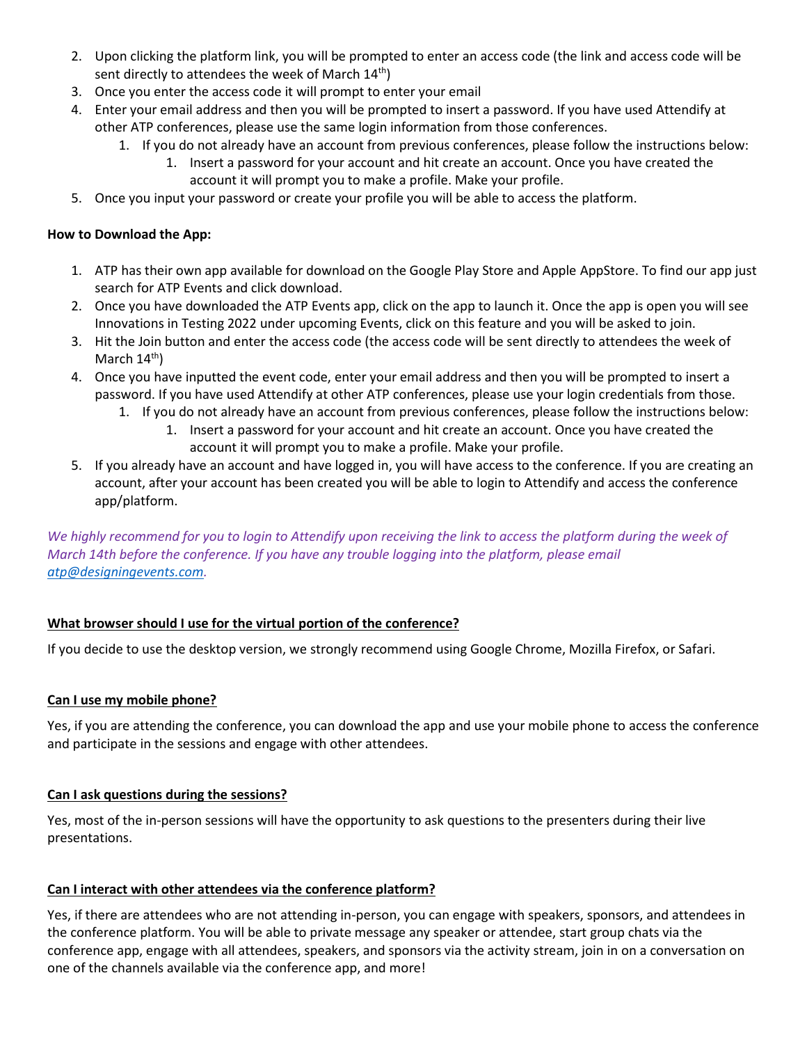2. Upon clicking the platform link, you will be prompted to enter an access code (the link and access code will be sent directly to attendees the week of March 14th)
3. Once you enter the access code it will prompt to enter your email
4. Enter your email address and then you will be prompted to insert a password. If you have used Attendify at other ATP conferences, please use the same login information from those conferences.
    1. If you do not already have an account from previous conferences, please follow the instructions below:
        1. Insert a password for your account and hit create an account. Once you have created the account it will prompt you to make a profile. Make your profile.
5. Once you input your password or create your profile you will be able to access the platform.

**How to Download the App:**

1. ATP has their own app available for download on the Google Play Store and Apple AppStore. To find our app just search for ATP Events and click download.
2. Once you have downloaded the ATP Events app, click on the app to launch it. Once the app is open you will see Innovations in Testing 2022 under upcoming Events, click on this feature and you will be asked to join.
3. Hit the Join button and enter the access code (the access code will be sent directly to attendees the week of March 14th)
4. Once you have inputted the event code, enter your email address and then you will be prompted to insert a password. If you have used Attendify at other ATP conferences, please use your login credentials from those.
    1. If you do not already have an account from previous conferences, please follow the instructions below:
        1. Insert a password for your account and hit create an account. Once you have created the account it will prompt you to make a profile. Make your profile.
5. If you already have an account and have logged in, you will have access to the conference. If you are creating an account, after your account has been created you will be able to login to Attendify and access the conference app/platform.

*We highly recommend for you to login to Attendify upon receiving the link to access the platform during the week of March 14th before the conference. If you have any trouble logging into the platform, please email atp@designingevents.com.*

**What browser should I use for the virtual portion of the conference?**

If you decide to use the desktop version, we strongly recommend using Google Chrome, Mozilla Firefox, or Safari.

**Can I use my mobile phone?**

Yes, if you are attending the conference, you can download the app and use your mobile phone to access the conference and participate in the sessions and engage with other attendees.

**Can I ask questions during the sessions?**

Yes, most of the in-person sessions will have the opportunity to ask questions to the presenters during their live presentations.

**Can I interact with other attendees via the conference platform?**

Yes, if there are attendees who are not attending in-person, you can engage with speakers, sponsors, and attendees in the conference platform. You will be able to private message any speaker or attendee, start group chats via the conference app, engage with all attendees, speakers, and sponsors via the activity stream, join in on a conversation on one of the channels available via the conference app, and more!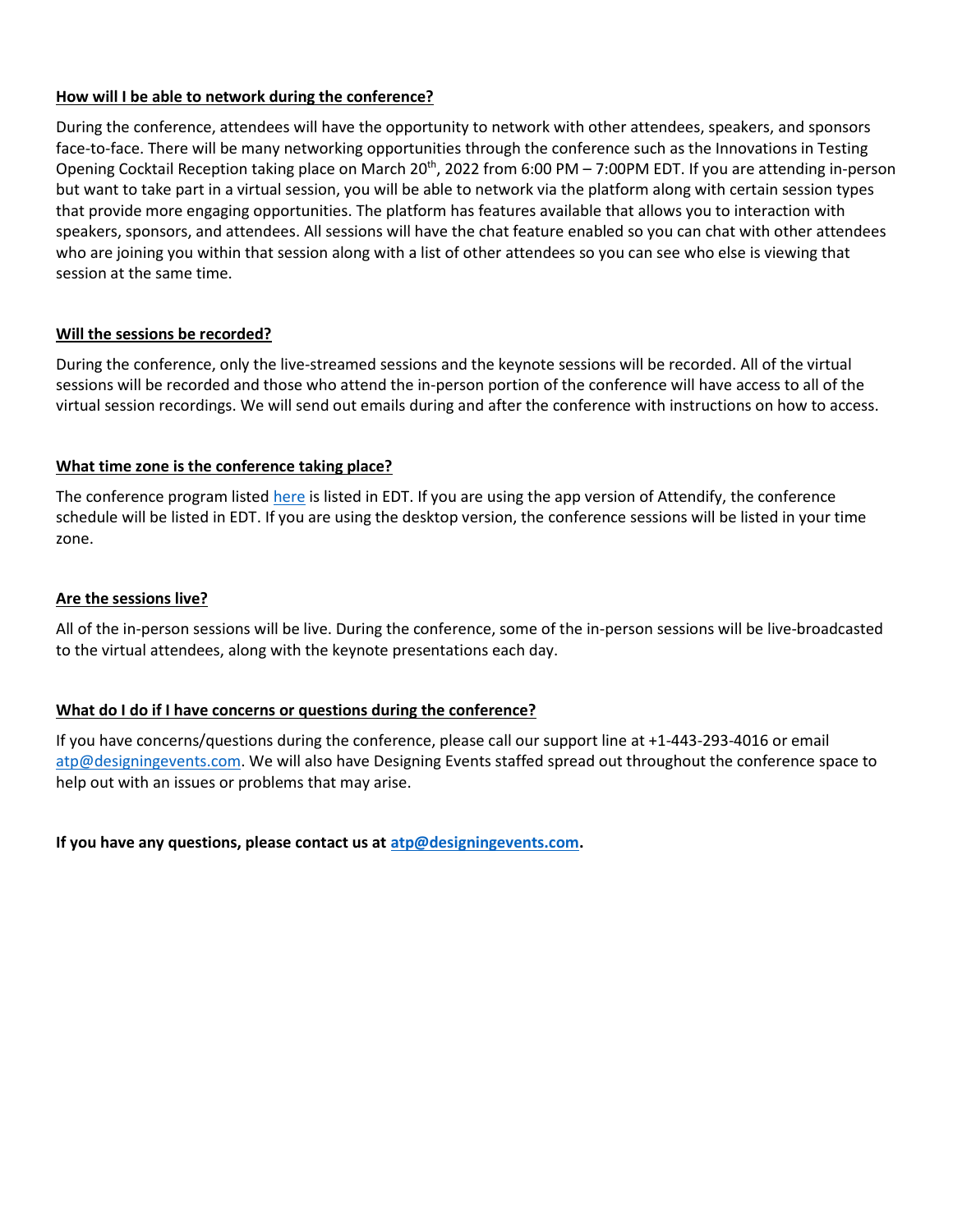**How will I be able to network during the conference?**

During the conference, attendees will have the opportunity to network with other attendees, speakers, and sponsors face-to-face. There will be many networking opportunities through the conference such as the Innovations in Testing Opening Cocktail Reception taking place on March 20th, 2022 from 6:00 PM – 7:00PM EDT. If you are attending in-person but want to take part in a virtual session, you will be able to network via the platform along with certain session types that provide more engaging opportunities. The platform has features available that allows you to interaction with speakers, sponsors, and attendees. All sessions will have the chat feature enabled so you can chat with other attendees who are joining you within that session along with a list of other attendees so you can see who else is viewing that session at the same time.

**Will the sessions be recorded?**

During the conference, only the live-streamed sessions and the keynote sessions will be recorded. All of the virtual sessions will be recorded and those who attend the in-person portion of the conference will have access to all of the virtual session recordings. We will send out emails during and after the conference with instructions on how to access.

**What time zone is the conference taking place?**

The conference program listed here is listed in EDT. If you are using the app version of Attendify, the conference schedule will be listed in EDT. If you are using the desktop version, the conference sessions will be listed in your time zone.

**Are the sessions live?**

All of the in-person sessions will be live. During the conference, some of the in-person sessions will be live-broadcasted to the virtual attendees, along with the keynote presentations each day.

**What do I do if I have concerns or questions during the conference?**

If you have concerns/questions during the conference, please call our support line at +1-443-293-4016 or email atp@designingevents.com. We will also have Designing Events staffed spread out throughout the conference space to help out with an issues or problems that may arise.

**If you have any questions, please contact us at atp@designingevents.com.**